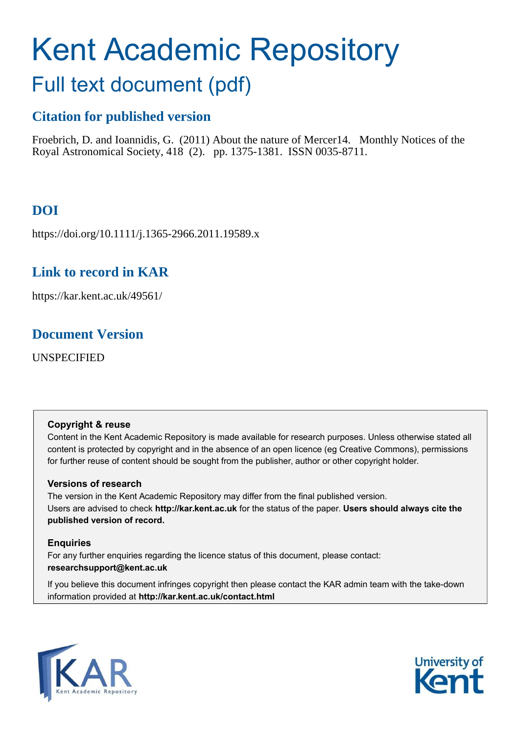# Kent Academic Repository

## Full text document (pdf)

### Citation for published version

Froebrich, D. and Ioannidis, G. (2011) About the nature of Mercer14. Monthly Notices of the Royal Astronomical Society, 418 (2). pp. 1375-1381. ISSN 0035-8711.

### DOI

https://doi.org/10.1111/j.1365-2966.2011.19589.x

### Link to record in KAR

https://kar.kent.ac.uk/49561/

### Document Version

UNSPECIFIED

**Copyright & reuse**

Content in the Kent Academic Repository is made available for research purposes. Unless otherwise stated all content is protected by copyright and in the absence of an open licence (eg Creative Commons), permissions for further reuse of content should be sought from the publisher, author or other copyright holder.

**Versions of research**

The version in the Kent Academic Repository may differ from the final published version.
Users are advised to check **http://kar.kent.ac.uk** for the status of the paper. **Users should always cite the published version of record.**

**Enquiries**

For any further enquiries regarding the licence status of this document, please contact:
**researchsupport@kent.ac.uk**

If you believe this document infringes copyright then please contact the KAR admin team with the take-down information provided at **http://kar.kent.ac.uk/contact.html**

KAR Kent Academic Repository

University of Kent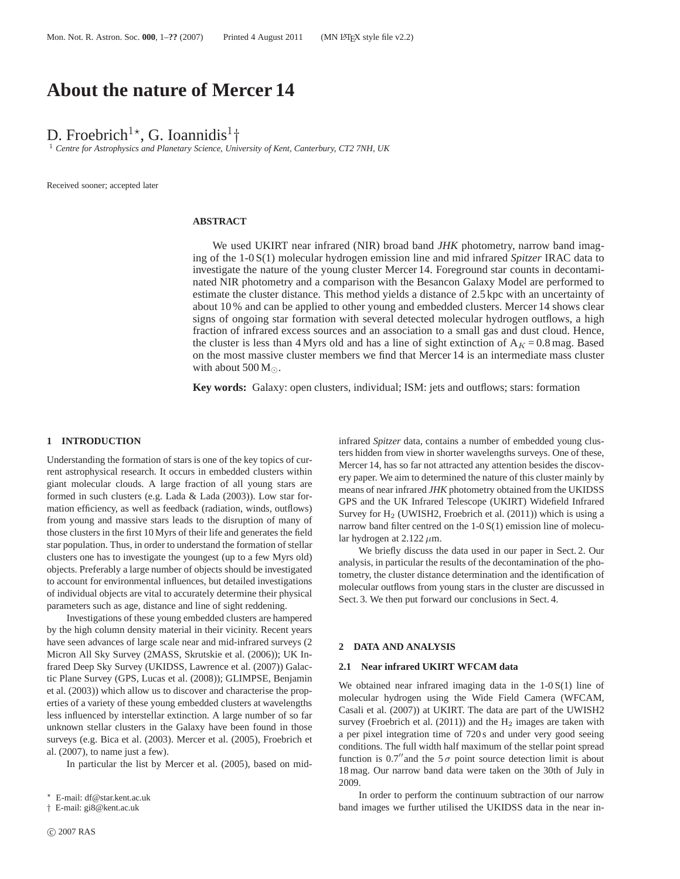# About the nature of Mercer 14

D. Froebrich[1⋆], G. Ioannidis[1†]

[1] *Centre for Astrophysics and Planetary Science, University of Kent, Canterbury, CT2 7NH, UK*

Received sooner; accepted later

### ABSTRACT

We used UKIRT near infrared (NIR) broad band *JHK* photometry, narrow band imaging of the 1-0 S(1) molecular hydrogen emission line and mid infrared *Spitzer* IRAC data to investigate the nature of the young cluster Mercer 14. Foreground star counts in decontaminated NIR photometry and a comparison with the Besancon Galaxy Model are performed to estimate the cluster distance. This method yields a distance of 2.5 kpc with an uncertainty of about 10 % and can be applied to other young and embedded clusters. Mercer 14 shows clear signs of ongoing star formation with several detected molecular hydrogen outflows, a high fraction of infrared excess sources and an association to a small gas and dust cloud. Hence, the cluster is less than 4 Myrs old and has a line of sight extinction of $A_K = 0.8$ mag. Based on the most massive cluster members we find that Mercer 14 is an intermediate mass cluster with about 500 $M_\odot$.

**Key words:** Galaxy: open clusters, individual; ISM: jets and outflows; stars: formation

## 1 INTRODUCTION

Understanding the formation of stars is one of the key topics of current astrophysical research. It occurs in embedded clusters within giant molecular clouds. A large fraction of all young stars are formed in such clusters (e.g. Lada & Lada (2003)). Low star formation efficiency, as well as feedback (radiation, winds, outflows) from young and massive stars leads to the disruption of many of those clusters in the first 10 Myrs of their life and generates the field star population. Thus, in order to understand the formation of stellar clusters one has to investigate the youngest (up to a few Myrs old) objects. Preferably a large number of objects should be investigated to account for environmental influences, but detailed investigations of individual objects are vital to accurately determine their physical parameters such as age, distance and line of sight reddening.

Investigations of these young embedded clusters are hampered by the high column density material in their vicinity. Recent years have seen advances of large scale near and mid-infrared surveys (2 Micron All Sky Survey (2MASS, Skrutskie et al. (2006)); UK Infrared Deep Sky Survey (UKIDSS, Lawrence et al. (2007)) Galactic Plane Survey (GPS, Lucas et al. (2008)); GLIMPSE, Benjamin et al. (2003)) which allow us to discover and characterise the properties of a variety of these young embedded clusters at wavelengths less influenced by interstellar extinction. A large number of so far unknown stellar clusters in the Galaxy have been found in those surveys (e.g. Bica et al. (2003). Mercer et al. (2005), Froebrich et al. (2007), to name just a few).

In particular the list by Mercer et al. (2005), based on mid-infrared *Spitzer* data, contains a number of embedded young clusters hidden from view in shorter wavelengths surveys. One of these, Mercer 14, has so far not attracted any attention besides the discovery paper. We aim to determined the nature of this cluster mainly by means of near infrared *JHK* photometry obtained from the UKIDSS GPS and the UK Infrared Telescope (UKIRT) Widefield Infrared Survey for $H_2$ (UWISH2, Froebrich et al. (2011)) which is using a narrow band filter centred on the 1-0 S(1) emission line of molecular hydrogen at 2.122 $\mu$m.

We briefly discuss the data used in our paper in Sect. 2. Our analysis, in particular the results of the decontamination of the photometry, the cluster distance determination and the identification of molecular outflows from young stars in the cluster are discussed in Sect. 3. We then put forward our conclusions in Sect. 4.

## 2 DATA AND ANALYSIS

### 2.1 Near infrared UKIRT WFCAM data

We obtained near infrared imaging data in the 1-0 S(1) line of molecular hydrogen using the Wide Field Camera (WFCAM, Casali et al. (2007)) at UKIRT. The data are part of the UWISH2 survey (Froebrich et al. (2011)) and the $H_2$ images are taken with a per pixel integration time of 720 s and under very good seeing conditions. The full width half maximum of the stellar point spread function is 0.7″and the 5 $\sigma$ point source detection limit is about 18 mag. Our narrow band data were taken on the 30th of July in 2009.

In order to perform the continuum subtraction of our narrow band images we further utilised the UKIDSS data in the near in-

⋆ E-mail: df@star.kent.ac.uk
† E-mail: gi8@kent.ac.uk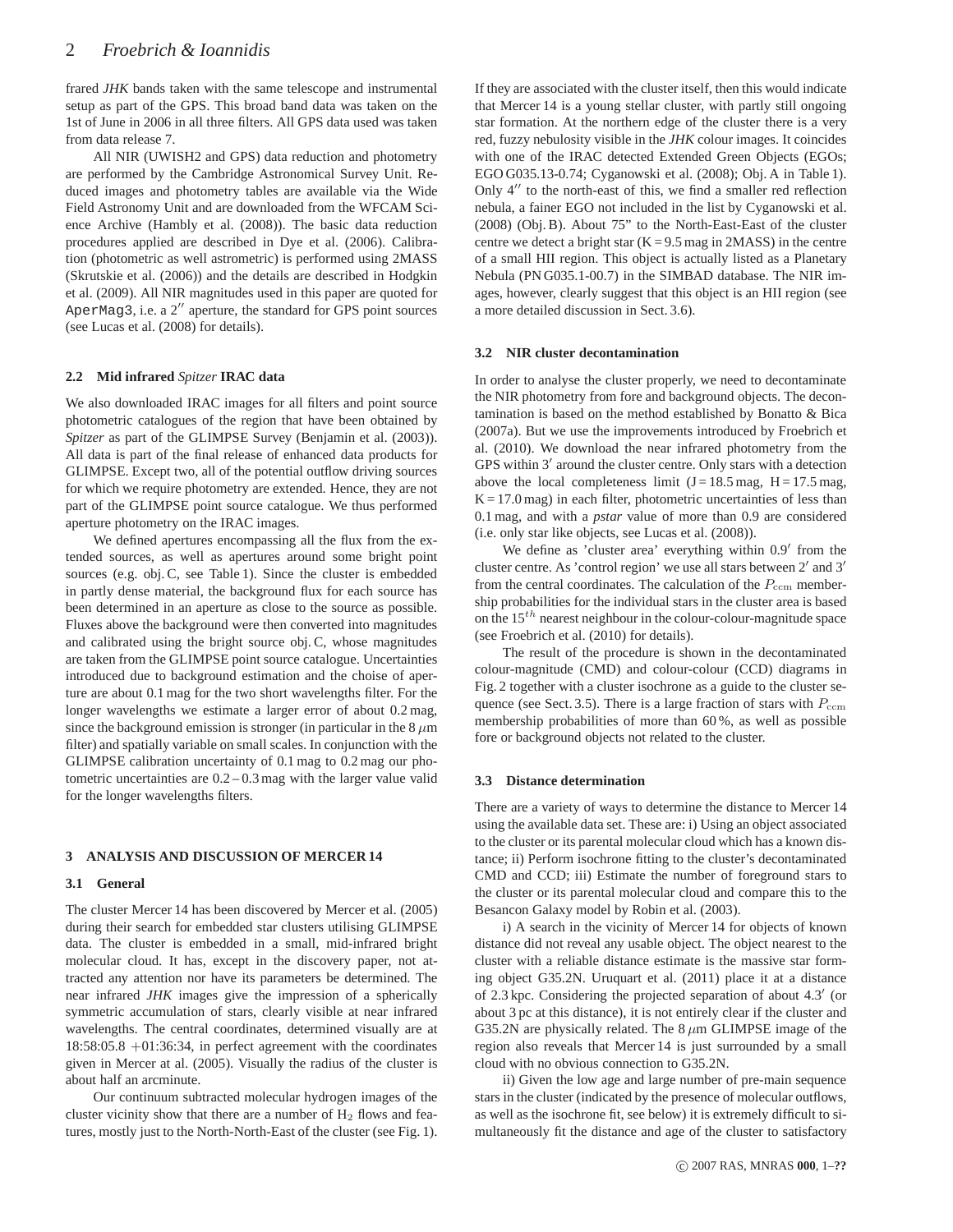frared *JHK* bands taken with the same telescope and instrumental setup as part of the GPS. This broad band data was taken on the 1st of June in 2006 in all three filters. All GPS data used was taken from data release 7.

All NIR (UWISH2 and GPS) data reduction and photometry are performed by the Cambridge Astronomical Survey Unit. Reduced images and photometry tables are available via the Wide Field Astronomy Unit and are downloaded from the WFCAM Science Archive (Hambly et al. (2008)). The basic data reduction procedures applied are described in Dye et al. (2006). Calibration (photometric as well astrometric) is performed using 2MASS (Skrutskie et al. (2006)) and the details are described in Hodgkin et al. (2009). All NIR magnitudes used in this paper are quoted for `AperMag3`, i.e. a $2''$ aperture, the standard for GPS point sources (see Lucas et al. (2008) for details).

### 2.2 Mid infrared *Spitzer* IRAC data

We also downloaded IRAC images for all filters and point source photometric catalogues of the region that have been obtained by *Spitzer* as part of the GLIMPSE Survey (Benjamin et al. (2003)). All data is part of the final release of enhanced data products for GLIMPSE. Except two, all of the potential outflow driving sources for which we require photometry are extended. Hence, they are not part of the GLIMPSE point source catalogue. We thus performed aperture photometry on the IRAC images.

We defined apertures encompassing all the flux from the extended sources, as well as apertures around some bright point sources (e.g. obj. C, see Table 1). Since the cluster is embedded in partly dense material, the background flux for each source has been determined in an aperture as close to the source as possible. Fluxes above the background were then converted into magnitudes and calibrated using the bright source obj. C, whose magnitudes are taken from the GLIMPSE point source catalogue. Uncertainties introduced due to background estimation and the choice of aperture are about 0.1 mag for the two short wavelengths filter. For the longer wavelengths we estimate a larger error of about 0.2 mag, since the background emission is stronger (in particular in the 8 $\mu$m filter) and spatially variable on small scales. In conjunction with the GLIMPSE calibration uncertainty of 0.1 mag to 0.2 mag our photometric uncertainties are 0.2 – 0.3 mag with the larger value valid for the longer wavelengths filters.

## 3 ANALYSIS AND DISCUSSION OF MERCER 14

### 3.1 General

The cluster Mercer 14 has been discovered by Mercer et al. (2005) during their search for embedded star clusters utilising GLIMPSE data. The cluster is embedded in a small, mid-infrared bright molecular cloud. It has, except in the discovery paper, not attracted any attention nor have its parameters be determined. The near infrared *JHK* images give the impression of a spherically symmetric accumulation of stars, clearly visible at near infrared wavelengths. The central coordinates, determined visually are at 18:58:05.8 +01:36:34, in perfect agreement with the coordinates given in Mercer at al. (2005). Visually the radius of the cluster is about half an arcminute.

Our continuum subtracted molecular hydrogen images of the cluster vicinity show that there are a number of $H_2$ flows and features, mostly just to the North-North-East of the cluster (see Fig. 1). If they are associated with the cluster itself, then this would indicate that Mercer 14 is a young stellar cluster, with partly still ongoing star formation. At the northern edge of the cluster there is a very red, fuzzy nebulosity visible in the *JHK* colour images. It coincides with one of the IRAC detected Extended Green Objects (EGOs; EGO G035.13-0.74; Cyganowski et al. (2008); Obj. A in Table 1). Only $4''$ to the north-east of this, we find a smaller red reflection nebula, a fainer EGO not included in the list by Cyganowski et al. (2008) (Obj. B). About 75" to the North-East-East of the cluster centre we detect a bright star (K = 9.5 mag in 2MASS) in the centre of a small HII region. This object is actually listed as a Planetary Nebula (PN G035.1-00.7) in the SIMBAD database. The NIR images, however, clearly suggest that this object is an HII region (see a more detailed discussion in Sect. 3.6).

### 3.2 NIR cluster decontamination

In order to analyse the cluster properly, we need to decontaminate the NIR photometry from fore and background objects. The decontamination is based on the method established by Bonatto & Bica (2007a). But we use the improvements introduced by Froebrich et al. (2010). We download the near infrared photometry from the GPS within $3'$ around the cluster centre. Only stars with a detection above the local completeness limit (J = 18.5 mag, H = 17.5 mag, K = 17.0 mag) in each filter, photometric uncertainties of less than 0.1 mag, and with a *pstar* value of more than 0.9 are considered (i.e. only star like objects, see Lucas et al. (2008)).

We define as 'cluster area' everything within $0.9'$ from the cluster centre. As 'control region' we use all stars between $2'$ and $3'$ from the central coordinates. The calculation of the $P_{\rm ccm}$ membership probabilities for the individual stars in the cluster area is based on the $15^{th}$ nearest neighbour in the colour-colour-magnitude space (see Froebrich et al. (2010) for details).

The result of the procedure is shown in the decontaminated colour-magnitude (CMD) and colour-colour (CCD) diagrams in Fig. 2 together with a cluster isochrone as a guide to the cluster sequence (see Sect. 3.5). There is a large fraction of stars with $P_{\rm ccm}$ membership probabilities of more than 60 %, as well as possible fore or background objects not related to the cluster.

### 3.3 Distance determination

There are a variety of ways to determine the distance to Mercer 14 using the available data set. These are: i) Using an object associated to the cluster or its parental molecular cloud which has a known distance; ii) Perform isochrone fitting to the cluster's decontaminated CMD and CCD; iii) Estimate the number of foreground stars to the cluster or its parental molecular cloud and compare this to the Besancon Galaxy model by Robin et al. (2003).

i) A search in the vicinity of Mercer 14 for objects of known distance did not reveal any usable object. The object nearest to the cluster with a reliable distance estimate is the massive star forming object G35.2N. Uruquart et al. (2011) place it at a distance of 2.3 kpc. Considering the projected separation of about $4.3'$ (or about 3 pc at this distance), it is not entirely clear if the cluster and G35.2N are physically related. The 8 $\mu$m GLIMPSE image of the region also reveals that Mercer 14 is just surrounded by a small cloud with no obvious connection to G35.2N.

ii) Given the low age and large number of pre-main sequence stars in the cluster (indicated by the presence of molecular outflows, as well as the isochrone fit, see below) it is extremely difficult to simultaneously fit the distance and age of the cluster to satisfactory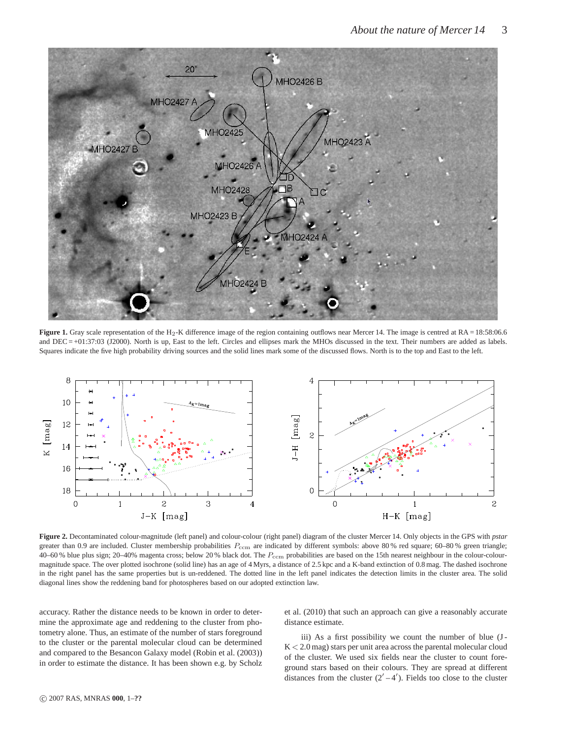**Figure 1.** Gray scale representation of the $H_2$-K difference image of the region containing outflows near Mercer 14. The image is centred at RA = 18:58:06.6 and DEC = +01:37:03 (J2000). North is up, East to the left. Circles and ellipses mark the MHOs discussed in the text. Their numbers are added as labels. Squares indicate the five high probability driving sources and the solid lines mark some of the discussed flows. North is to the top and East to the left.

**Figure 2.** Decontaminated colour-magnitude (left panel) and colour-colour (right panel) diagram of the cluster Mercer 14. Only objects in the GPS with *pstar* greater than 0.9 are included. Cluster membership probabilities $P_{\rm ccm}$ are indicated by different symbols: above 80 % red square; 60–80 % green triangle; 40–60 % blue plus sign; 20–40% magenta cross; below 20 % black dot. The $P_{\rm ccm}$ probabilities are based on the 15th nearest neighbour in the colour-colour-magnitude space. The over plotted isochrone (solid line) has an age of 4 Myrs, a distance of 2.5 kpc and a K-band extinction of 0.8 mag. The dashed isochrone in the right panel has the same properties but is un-reddened. The dotted line in the left panel indicates the detection limits in the cluster area. The solid diagonal lines show the reddening band for photospheres based on our adopted extinction law.

accuracy. Rather the distance needs to be known in order to determine the approximate age and reddening to the cluster from photometry alone. Thus, an estimate of the number of stars foreground to the cluster or the parental molecular cloud can be determined and compared to the Besancon Galaxy model (Robin et al. (2003)) in order to estimate the distance. It has been shown e.g. by Scholz et al. (2010) that such an approach can give a reasonably accurate distance estimate.

iii) As a first possibility we count the number of blue (J - K < 2.0 mag) stars per unit area across the parental molecular cloud of the cluster. We used six fields near the cluster to count foreground stars based on their colours. They are spread at different distances from the cluster ($2'-4'$). Fields too close to the cluster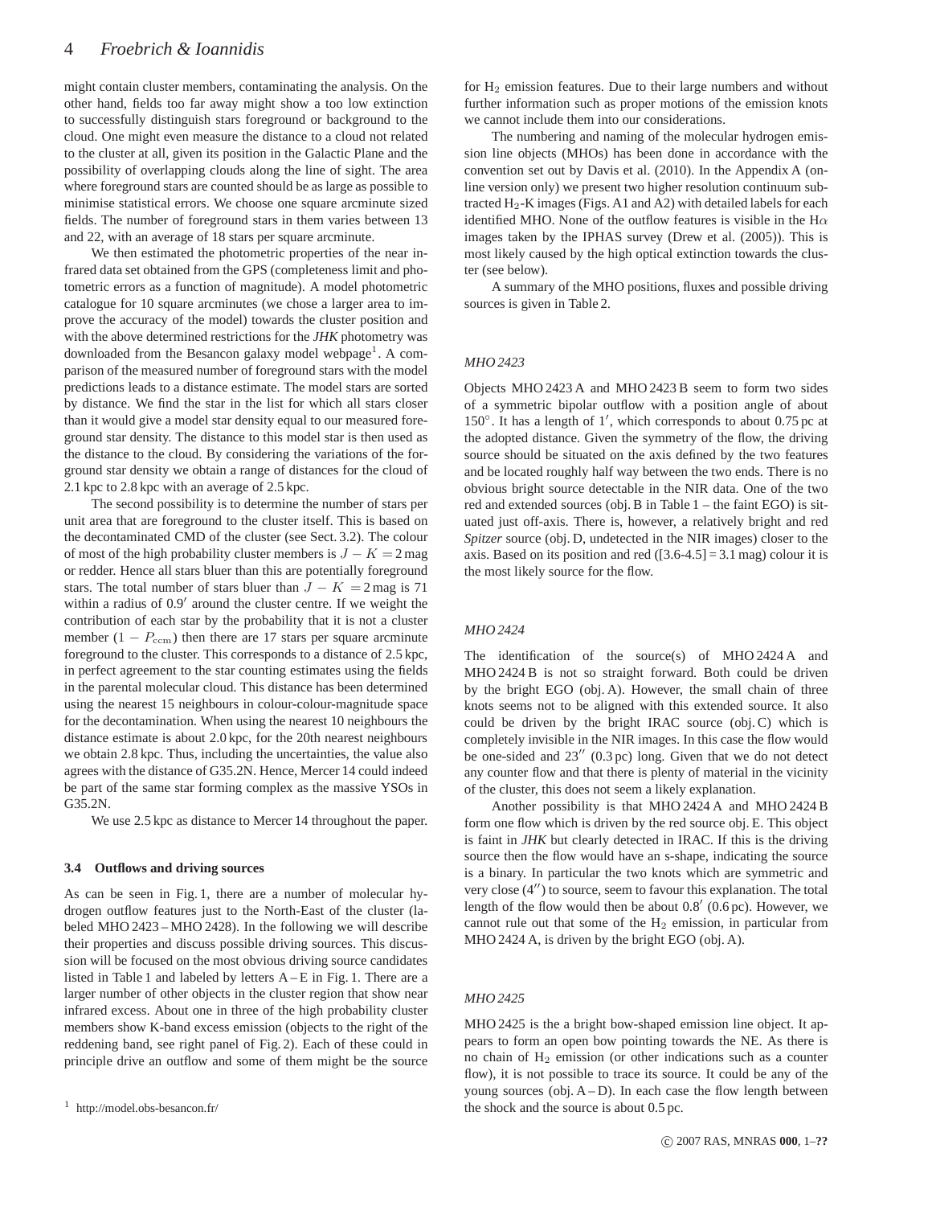might contain cluster members, contaminating the analysis. On the other hand, fields too far away might show a too low extinction to successfully distinguish stars foreground or background to the cloud. One might even measure the distance to a cloud not related to the cluster at all, given its position in the Galactic Plane and the possibility of overlapping clouds along the line of sight. The area where foreground stars are counted should be as large as possible to minimise statistical errors. We choose one square arcminute sized fields. The number of foreground stars in them varies between 13 and 22, with an average of 18 stars per square arcminute.

We then estimated the photometric properties of the near infrared data set obtained from the GPS (completeness limit and photometric errors as a function of magnitude). A model photometric catalogue for 10 square arcminutes (we chose a larger area to improve the accuracy of the model) towards the cluster position and with the above determined restrictions for the *JHK* photometry was downloaded from the Besancon galaxy model webpage[1]. A comparison of the measured number of foreground stars with the model predictions leads to a distance estimate. The model stars are sorted by distance. We find the star in the list for which all stars closer than it would give a model star density equal to our measured foreground star density. The distance to this model star is then used as the distance to the cloud. By considering the variations of the forground star density we obtain a range of distances for the cloud of 2.1 kpc to 2.8 kpc with an average of 2.5 kpc.

The second possibility is to determine the number of stars per unit area that are foreground to the cluster itself. This is based on the decontaminated CMD of the cluster (see Sect. 3.2). The colour of most of the high probability cluster members is $J-K = 2$ mag or redder. Hence all stars bluer than this are potentially foreground stars. The total number of stars bluer than $J-K = 2$ mag is 71 within a radius of $0.9'$ around the cluster centre. If we weight the contribution of each star by the probability that it is not a cluster member ($1-P_{\rm ccm}$) then there are 17 stars per square arcminute foreground to the cluster. This corresponds to a distance of 2.5 kpc, in perfect agreement to the star counting estimates using the fields in the parental molecular cloud. This distance has been determined using the nearest 15 neighbours in colour-colour-magnitude space for the decontamination. When using the nearest 10 neighbours the distance estimate is about 2.0 kpc, for the 20th nearest neighbours we obtain 2.8 kpc. Thus, including the uncertainties, the value also agrees with the distance of G35.2N. Hence, Mercer 14 could indeed be part of the same star forming complex as the massive YSOs in G35.2N.

We use 2.5 kpc as distance to Mercer 14 throughout the paper.

### 3.4 Outflows and driving sources

As can be seen in Fig. 1, there are a number of molecular hydrogen outflow features just to the North-East of the cluster (labeled MHO 2423 – MHO 2428). In the following we will describe their properties and discuss possible driving sources. This discussion will be focused on the most obvious driving source candidates listed in Table 1 and labeled by letters A – E in Fig. 1. There are a larger number of other objects in the cluster region that show near infrared excess. About one in three of the high probability cluster members show K-band excess emission (objects to the right of the reddening band, see right panel of Fig. 2). Each of these could in principle drive an outflow and some of them might be the source for $H_2$ emission features. Due to their large numbers and without further information such as proper motions of the emission knots we cannot include them into our considerations.

The numbering and naming of the molecular hydrogen emission line objects (MHOs) has been done in accordance with the convention set out by Davis et al. (2010). In the Appendix A (online version only) we present two higher resolution continuum subtracted $H_2$-K images (Figs. A1 and A2) with detailed labels for each identified MHO. None of the outflow features is visible in the H$\alpha$ images taken by the IPHAS survey (Drew et al. (2005)). This is most likely caused by the high optical extinction towards the cluster (see below).

A summary of the MHO positions, fluxes and possible driving sources is given in Table 2.

*MHO 2423*

Objects MHO 2423 A and MHO 2423 B seem to form two sides of a symmetric bipolar outflow with a position angle of about $150^\circ$. It has a length of $1'$, which corresponds to about 0.75 pc at the adopted distance. Given the symmetry of the flow, the driving source should be situated on the axis defined by the two features and be located roughly half way between the two ends. There is no obvious bright source detectable in the NIR data. One of the two red and extended sources (obj. B in Table 1 – the faint EGO) is situated just off-axis. There is, however, a relatively bright and red *Spitzer* source (obj. D, undetected in the NIR images) closer to the axis. Based on its position and red ([3.6-4.5] = 3.1 mag) colour it is the most likely source for the flow.

*MHO 2424*

The identification of the source(s) of MHO 2424 A and MHO 2424 B is not so straight forward. Both could be driven by the bright EGO (obj. A). However, the small chain of three knots seems not to be aligned with this extended source. It also could be driven by the bright IRAC source (obj. C) which is completely invisible in the NIR images. In this case the flow would be one-sided and $23''$ (0.3 pc) long. Given that we do not detect any counter flow and that there is plenty of material in the vicinity of the cluster, this does not seem a likely explanation.

Another possibility is that MHO 2424 A and MHO 2424 B form one flow which is driven by the red source obj. E. This object is faint in *JHK* but clearly detected in IRAC. If this is the driving source then the flow would have an s-shape, indicating the source is a binary. In particular the two knots which are symmetric and very close ($4''$) to source, seem to favour this explanation. The total length of the flow would then be about $0.8'$ (0.6 pc). However, we cannot rule out that some of the $H_2$ emission, in particular from MHO 2424 A, is driven by the bright EGO (obj. A).

*MHO 2425*

MHO 2425 is the a bright bow-shaped emission line object. It appears to form an open bow pointing towards the NE. As there is no chain of $H_2$ emission (or other indications such as a counter flow), it is not possible to trace its source. It could be any of the young sources (obj. A – D). In each case the flow length between the shock and the source is about 0.5 pc.

[1] http://model.obs-besancon.fr/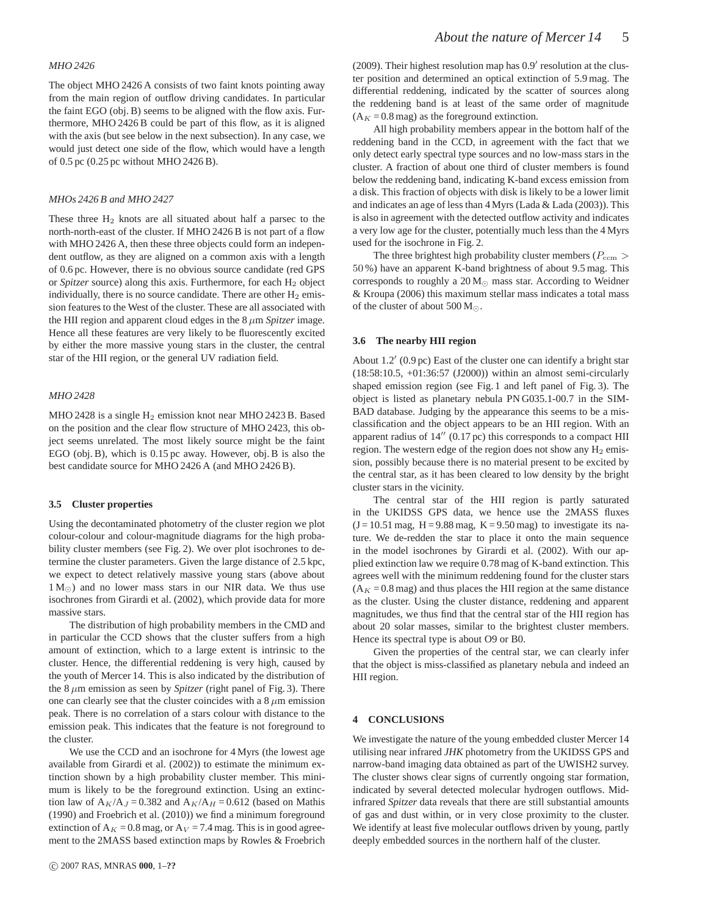*MHO 2426*

The object MHO 2426 A consists of two faint knots pointing away from the main region of outflow driving candidates. In particular the faint EGO (obj. B) seems to be aligned with the flow axis. Furthermore, MHO 2426 B could be part of this flow, as it is aligned with the axis (but see below in the next subsection). In any case, we would just detect one side of the flow, which would have a length of 0.5 pc (0.25 pc without MHO 2426 B).

*MHOs 2426 B and MHO 2427*

These three $H_2$ knots are all situated about half a parsec to the north-north-east of the cluster. If MHO 2426 B is not part of a flow with MHO 2426 A, then these three objects could form an independent outflow, as they are aligned on a common axis with a length of 0.6 pc. However, there is no obvious source candidate (red GPS or *Spitzer* source) along this axis. Furthermore, for each $H_2$ object individually, there is no source candidate. There are other $H_2$ emission features to the West of the cluster. These are all associated with the HII region and apparent cloud edges in the 8 $\mu$m *Spitzer* image. Hence all these features are very likely to be fluorescently excited by either the more massive young stars in the cluster, the central star of the HII region, or the general UV radiation field.

*MHO 2428*

MHO 2428 is a single $H_2$ emission knot near MHO 2423 B. Based on the position and the clear flow structure of MHO 2423, this object seems unrelated. The most likely source might be the faint EGO (obj. B), which is 0.15 pc away. However, obj. B is also the best candidate source for MHO 2426 A (and MHO 2426 B).

### 3.5 Cluster properties

Using the decontaminated photometry of the cluster region we plot colour-colour and colour-magnitude diagrams for the high probability cluster members (see Fig. 2). We over plot isochrones to determine the cluster parameters. Given the large distance of 2.5 kpc, we expect to detect relatively massive young stars (above about 1 $M_\odot$) and no lower mass stars in our NIR data. We thus use isochrones from Girardi et al. (2002), which provide data for more massive stars.

The distribution of high probability members in the CMD and in particular the CCD shows that the cluster suffers from a high amount of extinction, which to a large extent is intrinsic to the cluster. Hence, the differential reddening is very high, caused by the youth of Mercer 14. This is also indicated by the distribution of the 8 $\mu$m emission as seen by *Spitzer* (right panel of Fig. 3). There one can clearly see that the cluster coincides with a 8 $\mu$m emission peak. There is no correlation of a stars colour with distance to the emission peak. This indicates that the feature is not foreground to the cluster.

We use the CCD and an isochrone for 4 Myrs (the lowest age available from Girardi et al. (2002)) to estimate the minimum extinction shown by a high probability cluster member. This minimum is likely to be the foreground extinction. Using an extinction law of $A_K/A_J = 0.382$ and $A_K/A_H = 0.612$ (based on Mathis (1990) and Froebrich et al. (2010)) we find a minimum foreground extinction of $A_K = 0.8$ mag, or $A_V = 7.4$ mag. This is in good agreement to the 2MASS based extinction maps by Rowles & Froebrich (2009). Their highest resolution map has 0.9′ resolution at the cluster position and determined an optical extinction of 5.9 mag. The differential reddening, indicated by the scatter of sources along the reddening band is at least of the same order of magnitude ($A_K = 0.8$ mag) as the foreground extinction.

All high probability members appear in the bottom half of the reddening band in the CCD, in agreement with the fact that we only detect early spectral type sources and no low-mass stars in the cluster. A fraction of about one third of cluster members is found below the reddening band, indicating K-band excess emission from a disk. This fraction of objects with disk is likely to be a lower limit and indicates an age of less than 4 Myrs (Lada & Lada (2003)). This is also in agreement with the detected outflow activity and indicates a very low age for the cluster, potentially much less than the 4 Myrs used for the isochrone in Fig. 2.

The three brightest high probability cluster members ($P_{\rm ccm} > 50$ %) have an apparent K-band brightness of about 9.5 mag. This corresponds to roughly a 20 $M_\odot$ mass star. According to Weidner & Kroupa (2006) this maximum stellar mass indicates a total mass of the cluster of about 500 $M_\odot$.

### 3.6 The nearby HII region

About 1.2′ (0.9 pc) East of the cluster one can identify a bright star (18:58:10.5, +01:36:57 (J2000)) within an almost semi-circularly shaped emission region (see Fig. 1 and left panel of Fig. 3). The object is listed as planetary nebula PN G035.1-00.7 in the SIMBAD database. Judging by the appearance this seems to be a misclassification and the object appears to be an HII region. With an apparent radius of 14″ (0.17 pc) this corresponds to a compact HII region. The western edge of the region does not show any $H_2$ emission, possibly because there is no material present to be excited by the central star, as it has been cleared to low density by the bright cluster stars in the vicinity.

The central star of the HII region is partly saturated in the UKIDSS GPS data, we hence use the 2MASS fluxes (J = 10.51 mag, H = 9.88 mag, K = 9.50 mag) to investigate its nature. We de-redden the star to place it onto the main sequence in the model isochrones by Girardi et al. (2002). With our applied extinction law we require 0.78 mag of K-band extinction. This agrees well with the minimum reddening found for the cluster stars ($A_K = 0.8$ mag) and thus places the HII region at the same distance as the cluster. Using the cluster distance, reddening and apparent magnitudes, we thus find that the central star of the HII region has about 20 solar masses, similar to the brightest cluster members. Hence its spectral type is about O9 or B0.

Given the properties of the central star, we can clearly infer that the object is miss-classified as planetary nebula and indeed an HII region.

## 4 CONCLUSIONS

We investigate the nature of the young embedded cluster Mercer 14 utilising near infrared *JHK* photometry from the UKIDSS GPS and narrow-band imaging data obtained as part of the UWISH2 survey. The cluster shows clear signs of currently ongoing star formation, indicated by several detected molecular hydrogen outflows. Mid-infrared *Spitzer* data reveals that there are still substantial amounts of gas and dust within, or in very close proximity to the cluster. We identify at least five molecular outflows driven by young, partly deeply embedded sources in the northern half of the cluster.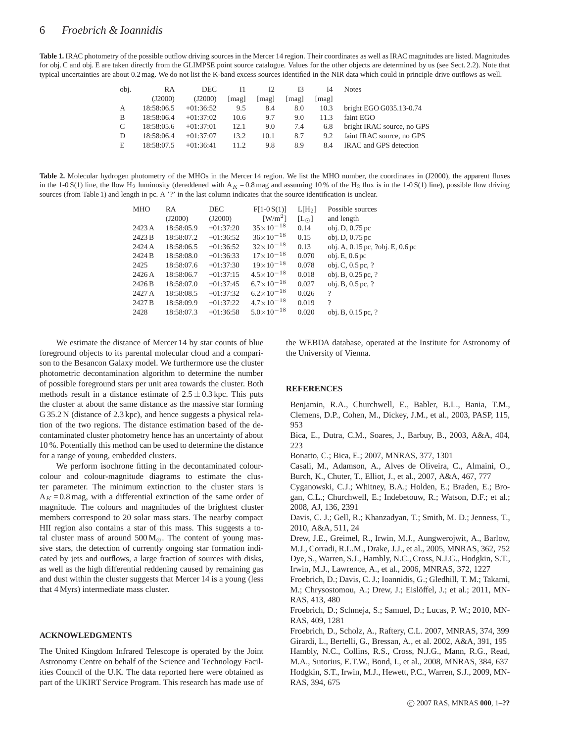**Table 1.** IRAC photometry of the possible outflow driving sources in the Mercer 14 region. Their coordinates as well as IRAC magnitudes are listed. Magnitudes for obj. C and obj. E are taken directly from the GLIMPSE point source catalogue. Values for the other objects are determined by us (see Sect. 2.2). Note that typical uncertainties are about 0.2 mag. We do not list the K-band excess sources identified in the NIR data which could in principle drive outflows as well.

| obj. | RA (J2000) | DEC (J2000) | I1 [mag] | I2 [mag] | I3 [mag] | I4 [mag] | Notes |
|---|---|---|---|---|---|---|---|
| A | 18:58:06.5 | +01:36:52 | 9.5 | 8.4 | 8.0 | 10.3 | bright EGO G035.13-0.74 |
| B | 18:58:06.4 | +01:37:02 | 10.6 | 9.7 | 9.0 | 11.3 | faint EGO |
| C | 18:58:05.6 | +01:37:01 | 12.1 | 9.0 | 7.4 | 6.8 | bright IRAC source, no GPS |
| D | 18:58:06.4 | +01:37:07 | 13.2 | 10.1 | 8.7 | 9.2 | faint IRAC source, no GPS |
| E | 18:58:07.5 | +01:36:41 | 11.2 | 9.8 | 8.9 | 8.4 | IRAC and GPS detection |

**Table 2.** Molecular hydrogen photometry of the MHOs in the Mercer 14 region. We list the MHO number, the coordinates in (J2000), the apparent fluxes in the 1-0 S(1) line, the flow $H_2$ luminosity (dereddened with $A_K = 0.8$ mag and assuming 10 % of the $H_2$ flux is in the 1-0 S(1) line), possible flow driving sources (from Table 1) and length in pc. A '?' in the last column indicates that the source identification is unclear.

| MHO | RA (J2000) | DEC (J2000) | F[1-0 S(1)] [W/m$^2$] | L[$H_2$] [L$_\odot$] | Possible sources and length |
|---|---|---|---|---|---|
| 2423 A | 18:58:05.9 | +01:37:20 | $35\times10^{-18}$ | 0.14 | obj. D, 0.75 pc |
| 2423 B | 18:58:07.2 | +01:36:52 | $36\times10^{-18}$ | 0.15 | obj. D, 0.75 pc |
| 2424 A | 18:58:06.5 | +01:36:52 | $32\times10^{-18}$ | 0.13 | obj. A, 0.15 pc, ?obj. E, 0.6 pc |
| 2424 B | 18:58:08.0 | +01:36:33 | $17\times10^{-18}$ | 0.070 | obj. E, 0.6 pc |
| 2425 | 18:58:07.6 | +01:37:30 | $19\times10^{-18}$ | 0.078 | obj. C, 0.5 pc, ? |
| 2426 A | 18:58:06.7 | +01:37:15 | $4.5\times10^{-18}$ | 0.018 | obj. B, 0.25 pc, ? |
| 2426 B | 18:58:07.0 | +01:37:45 | $6.7\times10^{-18}$ | 0.027 | obj. B, 0.5 pc, ? |
| 2427 A | 18:58:08.5 | +01:37:32 | $6.2\times10^{-18}$ | 0.026 | ? |
| 2427 B | 18:58:09.9 | +01:37:22 | $4.7\times10^{-18}$ | 0.019 | ? |
| 2428 | 18:58:07.3 | +01:36:58 | $5.0\times10^{-18}$ | 0.020 | obj. B, 0.15 pc, ? |

We estimate the distance of Mercer 14 by star counts of blue foreground objects to its parental molecular cloud and a comparison to the Besancon Galaxy model. We furthermore use the cluster photometric decontamination algorithm to determine the number of possible foreground stars per unit area towards the cluster. Both methods result in a distance estimate of $2.5 \pm 0.3$ kpc. This puts the cluster at about the same distance as the massive star forming G 35.2 N (distance of 2.3 kpc), and hence suggests a physical relation of the two regions. The distance estimation based of the decontaminated cluster photometry hence has an uncertainty of about 10 %. Potentially this method can be used to determine the distance for a range of young, embedded clusters.

We perform isochrone fitting in the decontaminated colour-colour and colour-magnitude diagrams to estimate the cluster parameter. The minimum extinction to the cluster stars is $A_K = 0.8$ mag, with a differential extinction of the same order of magnitude. The colours and magnitudes of the brightest cluster members correspond to 20 solar mass stars. The nearby compact HII region also contains a star of this mass. This suggests a total cluster mass of around 500 M$_\odot$. The content of young massive stars, the detection of currently ongoing star formation indicated by jets and outflows, a large fraction of sources with disks, as well as the high differential reddening caused by remaining gas and dust within the cluster suggests that Mercer 14 is a young (less that 4 Myrs) intermediate mass cluster.

## ACKNOWLEDGMENTS

The United Kingdom Infrared Telescope is operated by the Joint Astronomy Centre on behalf of the Science and Technology Facilities Council of the U.K. The data reported here were obtained as part of the UKIRT Service Program. This research has made use of the WEBDA database, operated at the Institute for Astronomy of the University of Vienna.

## REFERENCES

Benjamin, R.A., Churchwell, E., Babler, B.L., Bania, T.M., Clemens, D.P., Cohen, M., Dickey, J.M., et al., 2003, PASP, 115, 953

Bica, E., Dutra, C.M., Soares, J., Barbuy, B., 2003, A&A, 404, 223

Bonatto, C.; Bica, E.; 2007, MNRAS, 377, 1301

Casali, M., Adamson, A., Alves de Oliveira, C., Almaini, O., Burch, K., Chuter, T., Elliot, J., et al., 2007, A&A, 467, 777

Cyganowski, C.J.; Whitney, B.A.; Holden, E.; Braden, E.; Brogan, C.L.; Churchwell, E.; Indebetouw, R.; Watson, D.F.; et al.; 2008, AJ, 136, 2391

Davis, C. J.; Gell, R.; Khanzadyan, T.; Smith, M. D.; Jenness, T., 2010, A&A, 511, 24

Drew, J.E., Greimel, R., Irwin, M.J., Aungwerojwit, A., Barlow, M.J., Corradi, R.L.M., Drake, J.J., et al., 2005, MNRAS, 362, 752

Dye, S., Warren, S.J., Hambly, N.C., Cross, N.J.G., Hodgkin, S.T., Irwin, M.J., Lawrence, A., et al., 2006, MNRAS, 372, 1227

Froebrich, D.; Davis, C. J.; Ioannidis, G.; Gledhill, T. M.; Takami, M.; Chrysostomou, A.; Drew, J.; Eislöffel, J.; et al.; 2011, MNRAS, 413, 480

Froebrich, D.; Schmeja, S.; Samuel, D.; Lucas, P. W.; 2010, MNRAS, 409, 1281

Froebrich, D., Scholz, A., Raftery, C.L. 2007, MNRAS, 374, 399

Girardi, L., Bertelli, G., Bressan, A., et al. 2002, A&A, 391, 195

Hambly, N.C., Collins, R.S., Cross, N.J.G., Mann, R.G., Read, M.A., Sutorius, E.T.W., Bond, I., et al., 2008, MNRAS, 384, 637

Hodgkin, S.T., Irwin, M.J., Hewett, P.C., Warren, S.J., 2009, MNRAS, 394, 675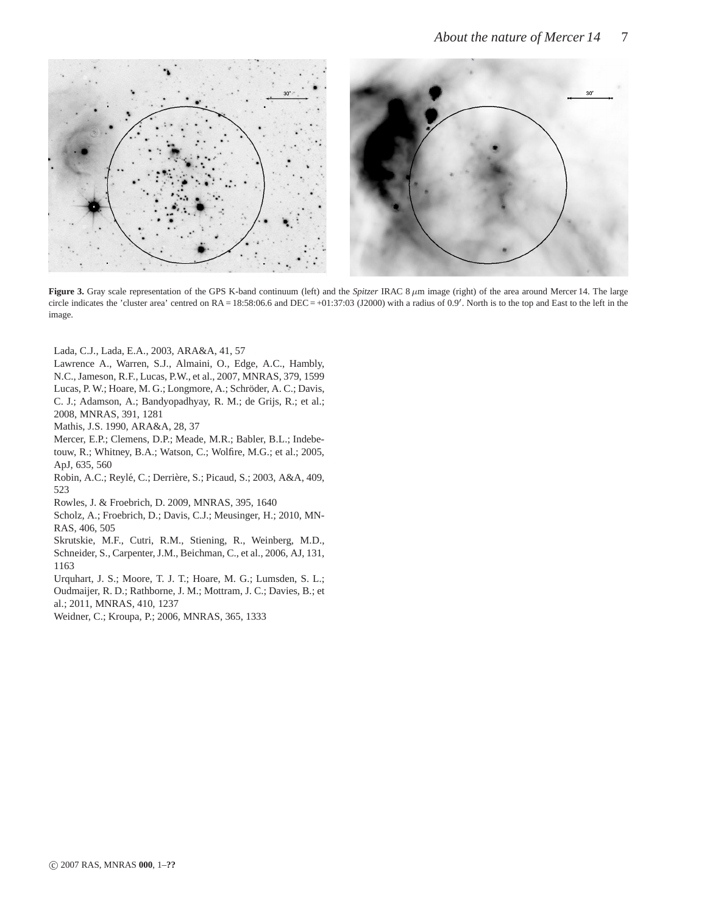**Figure 3.** Gray scale representation of the GPS K-band continuum (left) and the *Spitzer* IRAC 8 $\mu$m image (right) of the area around Mercer 14. The large circle indicates the 'cluster area' centred on RA = 18:58:06.6 and DEC = +01:37:03 (J2000) with a radius of 0.9′. North is to the top and East to the left in the image.

Lada, C.J., Lada, E.A., 2003, ARA&A, 41, 57

Lawrence A., Warren, S.J., Almaini, O., Edge, A.C., Hambly, N.C., Jameson, R.F., Lucas, P.W., et al., 2007, MNRAS, 379, 1599

Lucas, P. W.; Hoare, M. G.; Longmore, A.; Schröder, A. C.; Davis, C. J.; Adamson, A.; Bandyopadhyay, R. M.; de Grijs, R.; et al.; 2008, MNRAS, 391, 1281

Mathis, J.S. 1990, ARA&A, 28, 37

Mercer, E.P.; Clemens, D.P.; Meade, M.R.; Babler, B.L.; Indebetouw, R.; Whitney, B.A.; Watson, C.; Wolfire, M.G.; et al.; 2005, ApJ, 635, 560

Robin, A.C.; Reylé, C.; Derrière, S.; Picaud, S.; 2003, A&A, 409, 523

Rowles, J. & Froebrich, D. 2009, MNRAS, 395, 1640

Scholz, A.; Froebrich, D.; Davis, C.J.; Meusinger, H.; 2010, MNRAS, 406, 505

Skrutskie, M.F., Cutri, R.M., Stiening, R., Weinberg, M.D., Schneider, S., Carpenter, J.M., Beichman, C., et al., 2006, AJ, 131, 1163

Urquhart, J. S.; Moore, T. J. T.; Hoare, M. G.; Lumsden, S. L.; Oudmaijer, R. D.; Rathborne, J. M.; Mottram, J. C.; Davies, B.; et al.; 2011, MNRAS, 410, 1237

Weidner, C.; Kroupa, P.; 2006, MNRAS, 365, 1333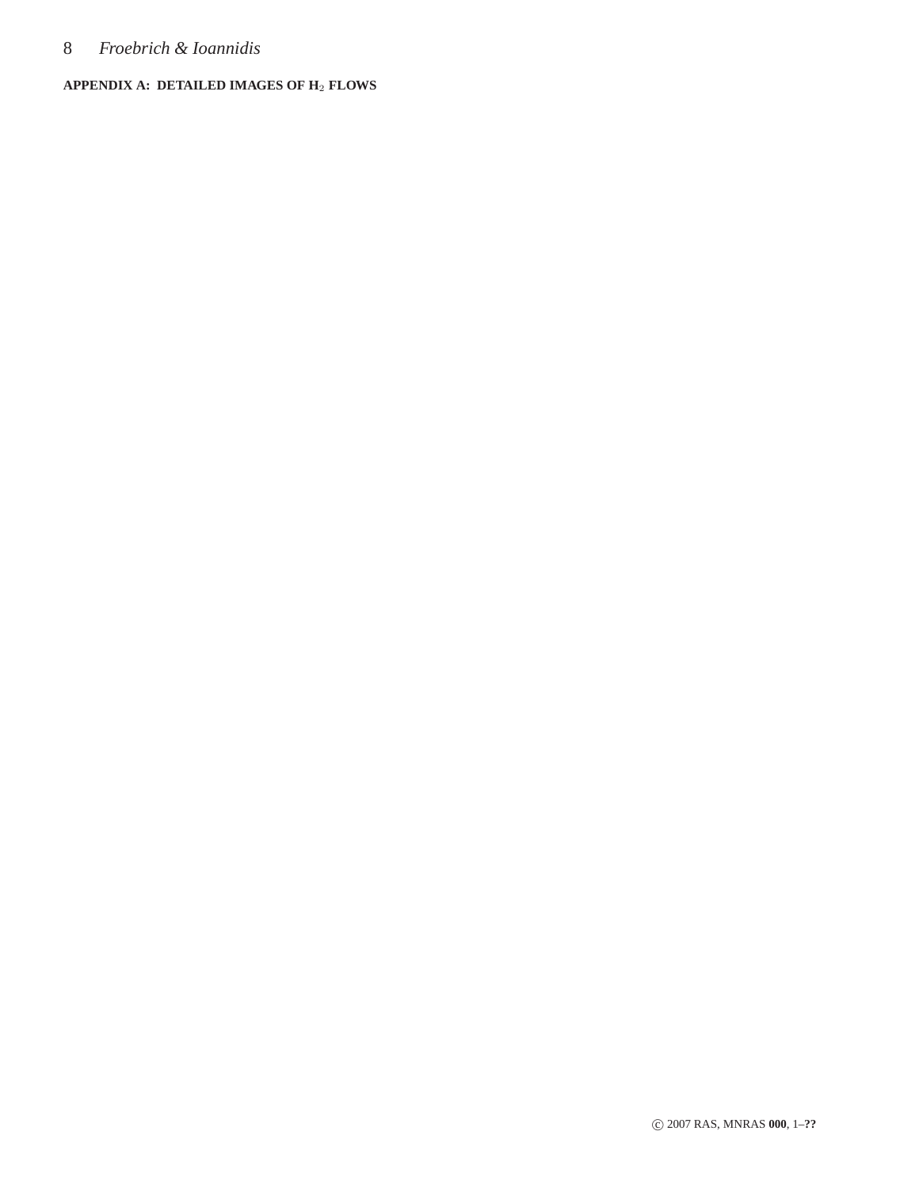## APPENDIX A: DETAILED IMAGES OF $H_2$ FLOWS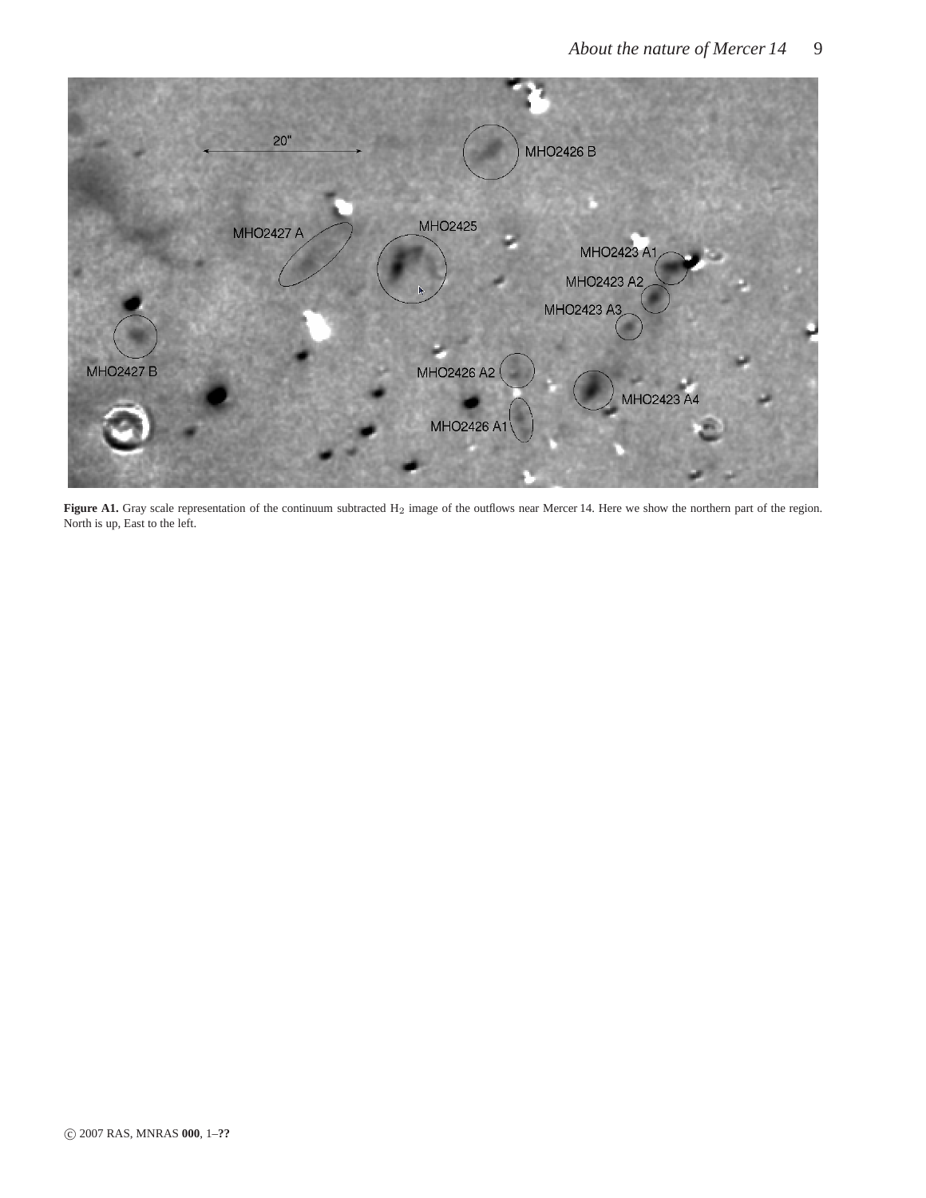**Figure A1.** Gray scale representation of the continuum subtracted $H_2$ image of the outflows near Mercer 14. Here we show the northern part of the region. North is up, East to the left.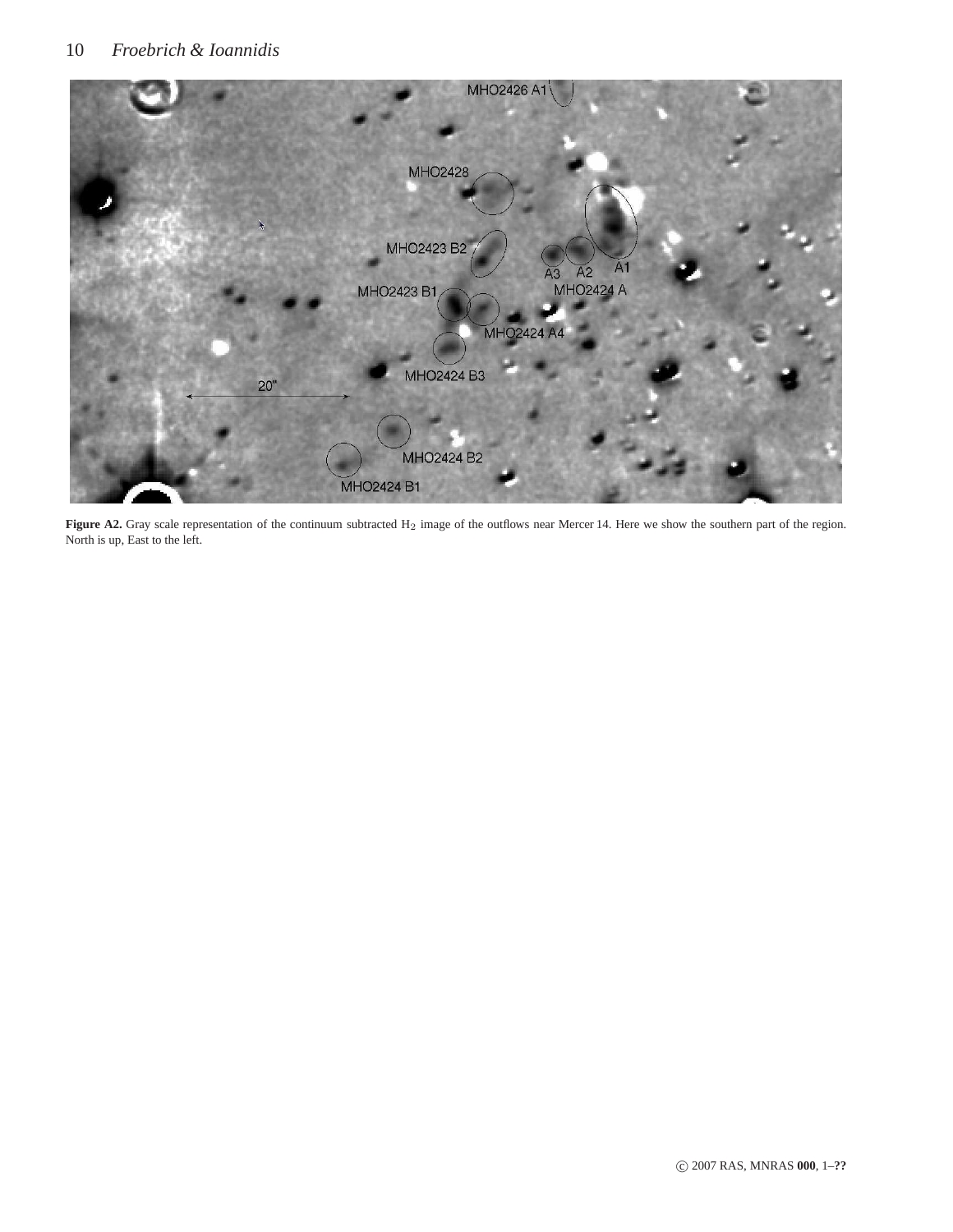MHO2426 A1

MHO2428

MHO2423 B2

A3 A2 A1

MHO2424 A

MHO2423 B1

MHO2424 A4

MHO2424 B3

20"

MHO2424 B2

MHO2424 B1

**Figure A2.** Gray scale representation of the continuum subtracted $H_2$ image of the outflows near Mercer 14. Here we show the southern part of the region. North is up, East to the left.